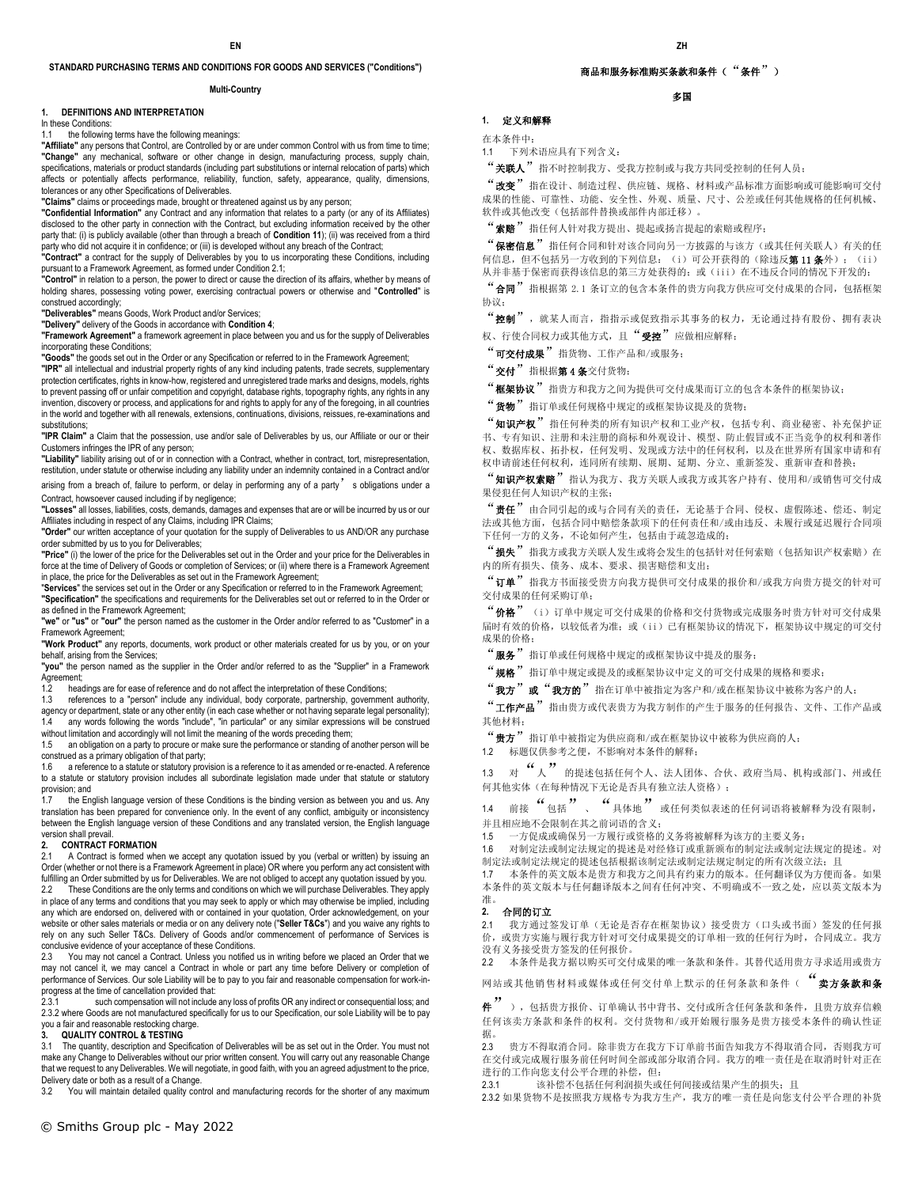**EN**

**STANDARD PURCHASING TERMS AND CONDITIONS FOR GOODS AND SERVICES ("Conditions")**

**Multi-Country**

## 1. DEFINITIONS AND INTERPRETATION

In these Conditions:

1.1 the following terms have the following meanings:

**"Affiliate"** any persons that Control, are Controlled by or are under common Control with us from time to time;

**"Change"** any mechanical, software or other change in design, manufacturing process, supply chain, specifications, materials or product standards (including part substitutions or internal relocation of parts) which affects or potentially affects performance, reliability, function, safety, appearance, quality, dimensions, tolerances or any other Specifications of Deliverables.

**"Claims"** claims or proceedings made, brought or threatened against us by any person;

**"Confidential Information"** any Contract and any information that relates to a party (or any of its Affiliates) disclosed to the other party in connection with the Contract, but excluding information received by the other party that: (i) is publicly available (other than through a breach of **Condition 11**); (ii) was received from a third party who did not acquire it in confidence; or (iii) is developed without any breach of the Contract;

**"Contract"** a contract for the supply of Deliverables by you to us incorporating these Conditions, including pursuant to a Framework Agreement, as formed under Condition 2.1;

**"Control"** in relation to a person, the power to direct or cause the direction of its affairs, whether by means of holding shares, possessing voting power, exercising contractual powers or otherwise and "**Controlled**" is construed accordingly;

**"Deliverables"** means Goods, Work Product and/or Services;

**"Delivery"** delivery of the Goods in accordance with **Condition 4**;

**"Framework Agreement"** a framework agreement in place between you and us for the supply of Deliverables incorporating these Conditions;

**"Goods"** the goods set out in the Order or any Specification or referred to in the Framework Agreement;

**"IPR"** all intellectual and industrial property rights of any kind including patents, trade secrets, supplementary protection certificates, rights in know-how, registered and unregistered trade marks and designs, models, rights to prevent passing off or unfair competition and copyright, database rights, topography rights, any rights in any invention, discovery or process, and applications for and rights to apply for any of the foregoing, in all countries in the world and together with all renewals, extensions, continuations, divisions, reissues, re-examinations and substitutions;

**"IPR Claim"** a Claim that the possession, use and/or sale of Deliverables by us, our Affiliate or our or their Customers infringes the IPR of any person;

**"Liability"** liability arising out of or in connection with a Contract, whether in contract, tort, misrepresentation, restitution, under statute or otherwise including any liability under an indemnity contained in a Contract and/or arising from a breach of, failure to perform, or delay in performing any of a party's obligations under a Contract, howsoever caused including if by negligence;

**"Losses"** all losses, liabilities, costs, demands, damages and expenses that are or will be incurred by us or our Affiliates including in respect of any Claims, including IPR Claims;

**"Order"** our written acceptance of your quotation for the supply of Deliverables to us AND/OR any purchase order submitted by us to you for Deliverables;

**"Price"** (i) the lower of the price for the Deliverables set out in the Order and your price for the Deliverables in force at the time of Delivery of Goods or completion of Services; or (ii) where there is a Framework Agreement in place, the price for the Deliverables as set out in the Framework Agreement;

**"Services"** the services set out in the Order or any Specification or referred to in the Framework Agreement;

**"Specification"** the specifications and requirements for the Deliverables set out or referred to in the Order or as defined in the Framework Agreement;

**"we"** or **"us"** or **"our"** the person named as the customer in the Order and/or referred to as "Customer" in a Framework Agreement;

**"Work Product"** any reports, documents, work product or other materials created for us by you, or on your behalf, arising from the Services;

**"you"** the person named as the supplier in the Order and/or referred to as the "Supplier" in a Framework Agreement;

1.2 headings are for ease of reference and do not affect the interpretation of these Conditions;

1.3 references to a "person" include any individual, body corporate, partnership, government authority, agency or department, state or any other entity (in each case whether or not having separate legal personality);

1.4 any words following the words "include", "in particular" or any similar expressions will be construed without limitation and accordingly will not limit the meaning of the words preceding them;

1.5 an obligation on a party to procure or make sure the performance or standing of another person will be construed as a primary obligation of that party;

1.6 a reference to a statute or statutory provision is a reference to it as amended or re-enacted. A reference to a statute or statutory provision includes all subordinate legislation made under that statute or statutory provision; and

1.7 the English language version of these Conditions is the binding version as between you and us. Any translation has been prepared for convenience only. In the event of any conflict, ambiguity or inconsistency between the English language version of these Conditions and any translated version, the English language version shall prevail.

## 2. CONTRACT FORMATION

2.1 A Contract is formed when we accept any quotation issued by you (verbal or written) by issuing an Order (whether or not there is a Framework Agreement in place) OR where you perform any act consistent with fulfilling an Order submitted by us for Deliverables. We are not obliged to accept any quotation issued by you.

2.2 These Conditions are the only terms and conditions on which we will purchase Deliverables. They apply in place of any terms and conditions that you may seek to apply or which may otherwise be implied, including any which are endorsed on, delivered with or contained in your quotation, Order acknowledgement, on your website or other sales materials or media or on any delivery note ("**Seller T&Cs**") and you waive any rights to rely on any such Seller T&Cs. Delivery of Goods and/or commencement of performance of Services is conclusive evidence of your acceptance of these Conditions.

2.3 You may not cancel a Contract. Unless you notified us in writing before we placed an Order that we may not cancel it, we may cancel a Contract in whole or part any time before Delivery or completion of performance of Services. Our sole Liability will be to pay to you fair and reasonable compensation for work-in-progress at the time of cancellation provided that:

2.3.1 such compensation will not include any loss of profits OR any indirect or consequential loss; and

2.3.2 where Goods are not manufactured specifically for us to our Specification, our sole Liability will be to pay you a fair and reasonable restocking charge.

## 3. QUALITY CONTROL & TESTING

3.1 The quantity, description and Specification of Deliverables will be as set out in the Order. You must not make any Change to Deliverables without our prior written consent. You will carry out any reasonable Change that we request to any Deliverables. We will negotiate, in good faith, with you an agreed adjustment to the price, Delivery date or both as a result of a Change.

3.2 You will maintain detailed quality control and manufacturing records for the shorter of any maximum

**ZH**

**商品和服务标准购买条款和条件（"条件"）**

**多国**

## 1. 定义和解释

在本条件中：

1.1 下列术语应具有下列含义：

"**关联人**"指不时控制我方、受我方控制或与我方共同受控制的任何人员；

"**改变**"指在设计、制造过程、供应链、规格、材料或产品标准方面影响或可能影响可交付成果的性能、可靠性、功能、安全性、外观、质量、尺寸、公差或任何其他规格的任何机械、软件或其他改变（包括部件替换或部件内部迁移）。

"**索赔**"指任何人针对我方提出、提起或扬言提起的索赔或程序；

"**保密信息**"指任何合同和针对该合同向另一方披露的与该方（或其任何关联人）有关的任何信息，但不包括另一方收到的下列信息：（i）可公开获得的（除违反**第 11 条**外）；（ii）从并非基于保密而获得该信息的第三方处获得的；或（iii）在不违反合同的情况下开发的；

"**合同**"指根据第 2.1 条订立的包含本条件的贵方向我方供应可交付成果的合同，包括框架协议；

"**控制**"，就某人而言，指指示或促致指示其事务的权力，无论通过持有股份、拥有表决权、行使合同权力或其他方式，且"**受控**"应做相应解释；

"**可交付成果**"指货物、工作产品和/或服务；

"**交付**"指根据**第 4 条**交付货物；

"**框架协议**"指贵方和我方之间为提供可交付成果而订立的包含本条件的框架协议；

"**货物**"指订单或任何规格中规定的或框架协议提及的货物；

"**知识产权**"指任何种类的所有知识产权和工业产权，包括专利、商业秘密、补充保护证书、专有知识、注册和未注册的商标和外观设计、模型、防止假冒或不正当竞争的权利和著作权、数据库权、拓扑权，任何发明、发现或方法中的任何权利，以及在世界所有国家申请和有权申请前述任何权利，连同所有续期、展期、延期、分立、重新签发、重新审查和替换；

"**知识产权索赔**"指认为我方、我方关联人或我方或其客户持有、使用和/或销售可交付成果侵犯任何人知识产权的主张；

"**责任**"由合同引起的或与合同有关的责任，无论基于合同、侵权、虚假陈述、偿还、制定法或其他方面，包括合同中赔偿条款项下的任何责任和/或由违反、未履行或延迟履行合同项下任何一方的义务，不论如何产生，包括由于疏忽造成的；

"**损失**"指我方或我方关联人发生或将会发生的包括针对任何索赔（包括知识产权索赔）在内的所有损失、债务、成本、要求、损害赔偿和支出；

"**订单**"指我方书面接受贵方向我方提供可交付成果的报价和/或我方向贵方提交的针对可交付成果的任何采购订单；

"**价格**"（i）订单中规定可交付成果的价格和交付货物或完成服务时贵方针对可交付成果届时有效的价格，以较低者为准；或（ii）已有框架协议的情况下，框架协议中规定的可交付成果的价格；

"**服务**"指订单或任何规格中规定的或框架协议中提及的服务；

"**规格**"指订单中规定或提及的或框架协议中定义的可交付成果的规格和要求；

"**我方**"**或**"**我方的**"指在订单中被指定为客户和/或在框架协议中被称为客户的人；

"**工作产品**"指由贵方或代表贵方为我方制作的产生于服务的任何报告、文件、工作产品或其他材料；

"**贵方**"指订单中被指定为供应商和/或在框架协议中被称为供应商的人；

1.2 标题仅供参考之便，不影响对本条件的解释；

1.3 对"人"的提述包括任何个人、法人团体、合伙、政府当局、机构或部门、州或任何其他实体（在每种情况下无论是否具有独立法人资格）；

1.4 前接"包括"、"具体地"或任何类似表述的任何词语将被解释为没有限制，并且相应地不会限制在其之前词语的含义；

1.5 一方促成或确保另一方履行或资格的义务将被解释为该方的主要义务；

1.6 对制定法或制定法规定的提述是对经修订或重新颁布的制定法或制定法规定的提述。对制定法或制定法规定的提述包括根据该制定法或制定法规定制定的所有次级立法；且

1.7 本条件的英文版本是贵方和我方之间具有约束力的版本。任何翻译仅为方便而备。如果本条件的英文版本与任何翻译版本之间有任何冲突、不明确或不一致之处，应以英文版本为准。

## 2. 合同的订立

2.1 我方通过签发订单（无论是否存在框架协议）接受贵方（口头或书面）签发的任何报价，或贵方实施与履行我方针对可交付成果提交的订单相一致的任何行为时，合同成立。我方没有义务接受贵方签发的任何报价。

2.2 本条件是我方据以购买可交付成果的唯一条款和条件。其替代适用贵方寻求适用或贵方网站或其他销售材料或媒体或任何交付单上默示的任何条款和条件（"**卖方条款和条件**"），包括贵方报价、订单确认书中背书、交付或所含任何条款和条件，且贵方放弃信赖任何该类卖方条款和条件的权利。交付货物和/或开始履行服务是贵方接受本条件的确认性证据。

2.3 贵方不得取消合同。除非贵方在我方下订单前书面告知我方不得取消合同，否则我方可在交付或完成履行服务前任何时间全部或部分取消合同。我方的唯一责任是在取消时针对正在进行的工作向您支付公平合理的补偿，但：

2.3.1 该补偿不包括任何利润损失或任何间接或结果产生的损失；且

2.3.2 如果货物不是按照我方规格专为我方生产，我方的唯一责任是向您支付公平合理的补货

© Smiths Group plc - May 2022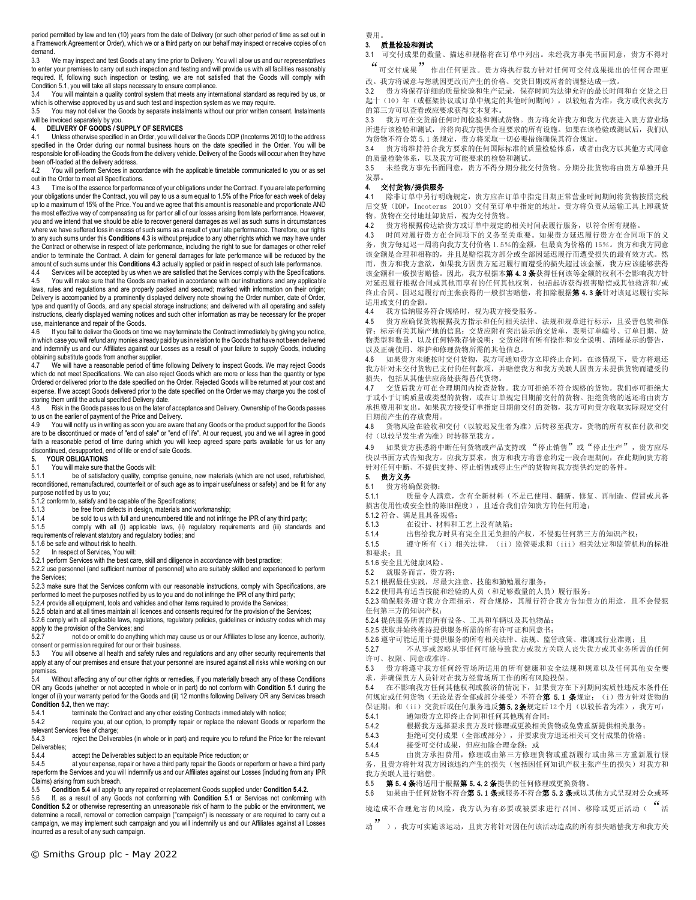period permitted by law and ten (10) years from the date of Delivery (or such other period of time as set out in a Framework Agreement or Order), which we or a third party on our behalf may inspect or receive copies of on demand.

3.3 We may inspect and test Goods at any time prior to Delivery. You will allow us and our representatives to enter your premises to carry out such inspection and testing and will provide us with all facilities reasonably required. If, following such inspection or testing, we are not satisfied that the Goods will comply with Condition 5.1, you will take all steps necessary to ensure compliance.

3.4 You will maintain a quality control system that meets any international standard as required by us, or which is otherwise approved by us and such test and inspection system as we may require.

3.5 You may not deliver the Goods by separate instalments without our prior written consent. Instalments will be invoiced separately by you.

## 4. DELIVERY OF GOODS / SUPPLY OF SERVICES

4.1 Unless otherwise specified in an Order, you will deliver the Goods DDP (Incoterms 2010) to the address specified in the Order during our normal business hours on the date specified in the Order. You will be responsible for off-loading the Goods from the delivery vehicle. Delivery of the Goods will occur when they have been off-loaded at the delivery address.

4.2 You will perform Services in accordance with the applicable timetable communicated to you or as set out in the Order to meet all Specifications.

4.3 Time is of the essence for performance of your obligations under the Contract. If you are late performing your obligations under the Contract, you will pay to us a sum equal to 1.5% of the Price for each week of delay up to a maximum of 15% of the Price. You and we agree that this amount is reasonable and proportionate AND the most effective way of compensating us for part or all of our losses arising from late performance. However, you and we intend that we should be able to recover general damages as well as such sums in circumstances where we have suffered loss in excess of such sums as a result of your late performance. Therefore, our rights to any such sums under this **Conditions 4.3** is without prejudice to any other rights which we may have under the Contract or otherwise in respect of late performance, including the right to sue for damages or other relief and/or to terminate the Contract. A claim for general damages for late performance will be reduced by the amount of such sums under this **Conditions 4.3** actually applied or paid in respect of such late performance.

4.4 Services will be accepted by us when we are satisfied that the Services comply with the Specifications.

4.5 You will make sure that the Goods are marked in accordance with our instructions and any applicable laws, rules and regulations and are properly packed and secured; marked with information on their origin; Delivery is accompanied by a prominently displayed delivery note showing the Order number, date of Order, type and quantity of Goods, and any special storage instructions; and delivered with all operating and safety instructions, clearly displayed warning notices and such other information as may be necessary for the proper use, maintenance and repair of the Goods.

4.6 If you fail to deliver the Goods on time we may terminate the Contract immediately by giving you notice, in which case you will refund any monies already paid by us in relation to the Goods that have not been delivered and indemnify us and our Affiliates against our Losses as a result of your failure to supply Goods, including obtaining substitute goods from another supplier.

4.7 We will have a reasonable period of time following Delivery to inspect Goods. We may reject Goods which do not meet Specifications. We can also reject Goods which are more or less than the quantity or type Ordered or delivered prior to the date specified on the Order. Rejected Goods will be returned at your cost and expense. If we accept Goods delivered prior to the date specified on the Order we may charge you the cost of storing them until the actual specified Delivery date.

4.8 Risk in the Goods passes to us on the later of acceptance and Delivery. Ownership of the Goods passes to us on the earlier of payment of the Price and Delivery.

4.9 You will notify us in writing as soon you are aware that any Goods or the product support for the Goods are to be discontinued or made of "end of sale" or "end of life". At our request, you and we will agree in good faith a reasonable period of time during which you will keep agreed spare parts available for us for any discontinued, desupported, end of life or end of sale Goods.

## 5. YOUR OBLIGATIONS

5.1 You will make sure that the Goods will:

5.1.1 be of satisfactory quality, comprise genuine, new materials (which are not used, refurbished, reconditioned, remanufactured, counterfeit or of such age as to impair usefulness or safety) and be fit for any purpose notified by us to you;

5.1.2 conform to, satisfy and be capable of the Specifications;

5.1.3 be free from defects in design, materials and workmanship;

5.1.4 be sold to us with full and unencumbered title and not infringe the IPR of any third party;

5.1.5 comply with all (i) applicable laws, (ii) regulatory requirements and (iii) standards and requirements of relevant statutory and regulatory bodies; and

5.1.6 be safe and without risk to health.

5.2 In respect of Services, You will:

5.2.1 perform Services with the best care, skill and diligence in accordance with best practice;

5.2.2 use personnel (and sufficient number of personnel) who are suitably skilled and experienced to perform the Services;

5.2.3 make sure that the Services conform with our reasonable instructions, comply with Specifications, are performed to meet the purposes notified by us to you and do not infringe the IPR of any third party;

5.2.4 provide all equipment, tools and vehicles and other items required to provide the Services;

5.2.5 obtain and at all times maintain all licences and consents required for the provision of the Services;

5.2.6 comply with all applicable laws, regulations, regulatory policies, guidelines or industry codes which may apply to the provision of the Services; and

5.2.7 not do or omit to do anything which may cause us or our Affiliates to lose any licence, authority, consent or permission required for our or their business.

5.3 You will observe all health and safety rules and regulations and any other security requirements that apply at any of our premises and ensure that your personnel are insured against all risks while working on our premises.

5.4 Without affecting any of our other rights or remedies, if you materially breach any of these Conditions OR any Goods (whether or not accepted in whole or in part) do not conform with **Condition 5.1** during the longer of (i) your warranty period for the Goods and (ii) 12 months following Delivery OR any Services breach **Condition 5.2**, then we may:

5.4.1 terminate the Contract and any other existing Contracts immediately with notice;

5.4.2 require you, at our option, to promptly repair or replace the relevant Goods or reperform the relevant Services free of charge;

5.4.3 reject the Deliverables (in whole or in part) and require you to refund the Price for the relevant Deliverables;

5.4.4 accept the Deliverables subject to an equitable Price reduction; or

5.4.5 at your expense, repair or have a third party repair the Goods or reperform or have a third party reperform the Services and you will indemnify us and our Affiliates against our Losses (including from any IPR Claims) arising from such breach.

5.5 **Condition 5.4** will apply to any repaired or replacement Goods supplied under **Condition 5.4.2.**

5.6 If, as a result of any Goods not conforming with **Condition 5.1** or Services not conforming with **Condition 5.2** or otherwise representing an unreasonable risk of harm to the public or the environment, we determine a recall, removal or correction campaign ("campaign") is necessary or are required to carry out a campaign, we may implement such campaign and you will indemnify us and our Affiliates against all Losses incurred as a result of any such campaign.

费用。

## 3. 质量检验和测试

3.1 可交付成果的数量、描述和规格将在订单中列出。未经我方事先书面同意，贵方不得对"可交付成果"作出任何更改。贵方将执行我方针对任何可交付成果提出的任何合理更改。我方将诚意与您就因更改而产生的价格、交货日期或两者的调整达成一致。

3.2 贵方将保存详细的质量检验和生产记录，保存时间为法律允许的最长时间和自交货之日起十（10）年（或框架协议或订单中规定的其他时间期间），以较短者为准，我方或代表我方的第三方可以查看或应要求获得文本复本。

3.3 我方可在交货前任何时间检验和测试货物。贵方将允许我方和我方代表进入贵方营业场所进行该检验和测试，并将向我方提供合理要求的所有设施。如果在该检验或测试后，我们认为货物不符合第 5.1 条规定，贵方将采取一切必要措施确保其符合规定。

3.4 贵方将维持符合我方要求的任何国际标准的质量检验体系，或者由我方以其他方式同意的质量检验体系，以及我方可能要求的检验和测试。

3.5 未经我方事先书面同意，贵方不得分期分批交付货物。分期分批货物将由贵方单独开具发票。

## 4. 交付货物/提供服务

4.1 除非订单中另行明确规定，贵方应在订单中指定日期正常营业时间期间将货物按照完税后交货（DDP，Incoterms 2010）交付至订单中指定的地址。贵方将负责从运输工具上卸载货物。货物在交付地址卸货后，视为交付货物。

4.2 贵方将根据传达给贵方或订单中规定的相关时间表履行服务，以符合所有规格。

4.3 时间对履行贵方在合同项下的义务至关重要。如果贵方延迟履行贵方在合同项下的义务，贵方每延迟一周将向我方支付价格 1.5%的金额，但最高为价格的 15%。贵方和我方同意该金额是合理和相称的，并且是赔偿我方部分或全部因延迟履行而遭受损失的最有效方式。然而，贵方和我方意欲，如果我方因贵方延迟履行而遭受的损失超过该金额，我方应该能够获得该金额和一般损害赔偿。因此，我方根据本**第 4.3 条**获得任何该等金额的权利不会影响我方针对延迟履行根据合同或其他而享有的任何其他权利，包括起诉获得损害赔偿或其他救济和/或终止合同。因延迟履行而主张获得的一般损害赔偿，将扣除根据**第 4.3 条**针对该延迟履行实际适用或支付的金额。

4.4 我方信纳服务符合规格时，视为我方接受服务。

4.5 贵方应确保货物根据我方指示和任何相关法律、法规和规章进行标示，且妥善包装和保管；标示有关其原产地的信息；交货应附有突出显示的交货单，表明订单编号、订单日期、货物类型和数量，以及任何特殊存储说明；交货应附有所有操作和安全说明、清晰显示的警告，以及正确使用、维护和修理货物所需的其他信息。

4.6 如果贵方未能按时交付货物，我方可通知贵方立即终止合同，在该情况下，贵方将退还我方针对未交付货物已支付的任何款项，并赔偿我方和我方关联人因贵方未提供货物而遭受的损失，包括从其他供应商处获得替代货物。

4.7 交货后我方可在合理期间内检查货物。我方可拒绝不符合规格的货物。我们亦可拒绝大于或小于订购数量或类型的货物，或在订单规定日期前交付的货物。拒绝货物的返还将由贵方承担费用和支出。如果我方接受订单指定日期前交付的货物，我方可向贵方收取实际规定交付日期前产生的存放费用。

4.8 货物风险在验收和交付（以较迟发生者为准）后转移至我方。货物的所有权在付款和交付（以较早发生者为准）时转移至我方。

4.9 如果贵方获悉将中断任何货物或产品支持或"停止销售"或"停止生产"，贵方应尽快以书面方式告知我方。应我方要求，贵方和我方将善意约定一段合理期间，在此期间贵方将针对任何中断、不提供支持、停止销售或停止生产的货物向我方提供约定的备件。

## 5. 贵方义务

5.1 贵方将确保货物：

5.1.1 质量令人满意，含有全新材料（不是已使用、翻新、修复、再制造、假冒或具备损害使用性或安全性的陈旧程度），且适合我们告知贵方的任何用途；

5.1.2 符合、满足且具备规格；

5.1.3 在设计、材料和工艺上没有缺陷；

5.1.4 出售给我方时具有完全且无负担的产权，不侵犯任何第三方的知识产权；

5.1.5 遵守所有（i）相关法律，（ii）监管要求和（iii）相关法定和监管机构的标准和要求；且

5.1.6 安全且无健康风险。

5.2 就服务而言，贵方将：

5.2.1 根据最佳实践，尽最大注意、技能和勤勉履行服务；

5.2.2 使用具有适当技能和经验的人员（和足够数量的人员）履行服务；

5.2.3 确保服务遵守我方合理指示，符合规格，其履行符合我方告知贵方的用途，且不会侵犯任何第三方的知识产权；

5.2.4 提供服务所需的所有设备、工具和车辆以及其他物品；

5.2.5 获取并始终维持提供服务所需的所有许可证和同意书；

5.2.6 遵守可能适用于提供服务的所有相关法律、法规、监管政策、准则或行业准则；且

5.2.7 不从事或忽略从事任何可能导致我方或我方关联人丧失我方或其业务所需的任何许可、权限、同意或准许。

5.3 贵方将遵守我方任何经营场所适用的所有健康和安全法规和规章以及任何其他安全要求，并确保贵方人员针对在我方经营场所工作的所有风险投保。

5.4 在不影响我方任何其他权利或救济的情况下，如果贵方在下列期间实质性违反本条件任何规定或任何货物（无论是否全部或部分接受）不符合**第 5.1 条**规定：（i）贵方针对货物的保证期；和（ii）交货后或任何服务违反**第5.2条**规定后12个月（以较长者为准），我方可：

5.4.1 通知贵方立即终止合同和任何其他现有合同；

5.4.2 根据我方选择要求贵方及时修理或更换相关货物或免费重新提供相关服务；

5.4.3 拒绝可交付成果（全部或部分），并要求贵方退还相关可交付成果的价格；

5.4.4 接受可交付成果，但应扣除合理金额；或

5.4.5 由贵方承担费用，修理或由第三方修理货物或重新履行或由第三方重新履行服务，且贵方将针对我方因该违约产生的损失（包括因任何知识产权主张产生的损失）对我方和我方关联人进行赔偿。

5.5 **第 5.4 条**将适用于根据**第 5.4.2 条**提供的任何修理或更换货物。

5.6 如果由于任何货物不符合**第 5.1 条**或服务不符合**第 5.2 条**或以其他方式呈现对公众或环境造成不合理危害的风险，我方认为有必要或被要求进行召回、移除或更正活动（"活动"），我方可实施该运动，且贵方将针对因任何该活动造成的所有损失赔偿我方和我方关

© Smiths Group plc - May 2022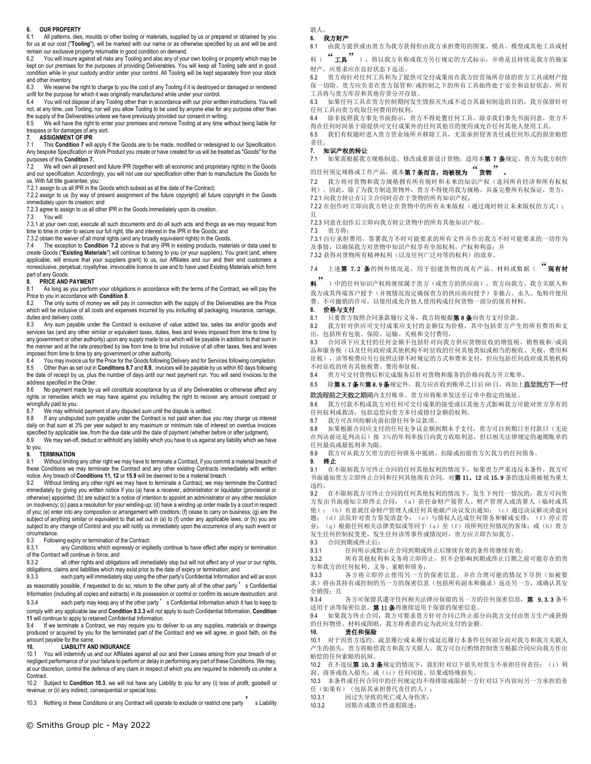## 6. OUR PROPERTY

6.1 All patterns, dies, moulds or other tooling or materials, supplied by us or prepared or obtained by you for us at our cost ("**Tooling**"), will be marked with our name or as otherwise specified by us and will be and remain our exclusive property returnable in good condition on demand.

6.2 You will insure against all risks any Tooling and also any of your own tooling or property which may be kept on our premises for the purposes of providing Deliverables. You will keep all Tooling safe and in good condition while in your custody and/or under your control. All Tooling will be kept separately from your stock and other inventory.

6.3 We reserve the right to charge to you the cost of any Tooling if it is destroyed or damaged or rendered unfit for the purpose for which it was originally manufactured while under your control.

6.4 You will not dispose of any Tooling other than in accordance with our prior written instructions. You will not, at any time, use Tooling, nor will you allow Tooling to be used by anyone else for any purpose other than the supply of the Deliverables unless we have previously provided our consent in writing.

6.5 We will have the right to enter your premises and remove Tooling at any time without being liable for trespass or for damages of any sort.

## 7. ASSIGNMENT OF IPR

7.1 This **Condition 7** will apply if the Goods are to be made, modified or redesigned to our Specification. Any bespoke Specification or Work Product you create or have created for us will be treated as "Goods" for the purposes of this **Condition 7.**

7.2 We will own all present and future IPR (together with all economic and proprietary rights) in the Goods and our specification. Accordingly, you will not use our specification other than to manufacture the Goods for us. With full title guarantee, you:

7.2.1 assign to us all IPR in the Goods which subsist as at the date of the Contract;

7.2.2 assign to us (by way of present assignment of the future copyright) all future copyright in the Goods immediately upon its creation; and

7.2.3 agree to assign to us all other IPR in the Goods immediately upon its creation.

7.3 You will:

7.3.1 at your own cost, execute all such documents and do all such acts and things as we may request from time to time in order to secure our full right, title and interest in the IPR in the Goods; and

7.3.2 obtain the waiver of all moral rights (and any broadly equivalent rights) in the Goods.

7.4 The exception to **Condition 7.2** above is that any IPR in existing products, materials or data used to create Goods ("**Existing Materials**") will continue to belong to you (or your suppliers). You grant (and, where applicable, will ensure that your suppliers grant) to us, our Affiliates and our and their end customers a nonexclusive, perpetual, royaltyfree, irrevocable licence to use and to have used Existing Materials which form part of any Goods.

## 8. PRICE AND PAYMENT

8.1 As long as you perform your obligations in accordance with the terms of the Contract, we will pay the Price to you in accordance with **Condition 8**.

8.2 The only sums of money we will pay in connection with the supply of the Deliverables are the Price which will be inclusive of all costs and expenses incurred by you including all packaging, insurance, carriage, duties and delivery costs.

8.3 Any sum payable under the Contract is exclusive of value added tax, sales tax and/or goods and services tax (and any other similar or equivalent taxes, duties, fees and levies imposed from time to time by any government or other authority) upon any supply made to us which will be payable in addition to that sum in the manner and at the rate prescribed by law from time to time but inclusive of all other taxes, fees and levies imposed from time to time by any government or other authority.

8.4 You may invoice us for the Price for the Goods following Delivery and for Services following completion.

8.5 Other than as set out in **Conditions 8.7** and **8.9**, invoices will be payable by us within 60 days following the date of receipt by us, plus the number of days until our next payment run. You will send invoices to the address specified in the Order.

8.6 No payment made by us will constitute acceptance by us of any Deliverables or otherwise affect any rights or remedies which we may have against you including the right to recover any amount overpaid or wrongfully paid to you.

8.7 We may withhold payment of any disputed sum until the dispute is settled.

8.8 If any undisputed sum payable under the Contract is not paid when due you may charge us interest daily on that sum at 3% per year subject to any maximum or minimum rate of interest on overdue invoices specified by applicable law, from the due date until the date of payment (whether before or after judgment).

8.9 We may set-off, deduct or withhold any liability which you have to us against any liability which we have to you.

## 9. TERMINATION

9.1 Without limiting any other right we may have to terminate a Contract, if you commit a material breach of these Conditions we may terminate the Contract and any other existing Contracts immediately with written notice. Any breach of **Conditions 11, 12** or **15.9** will be deemed to be a material breach.

9.2 Without limiting any other right we may have to terminate a Contract, we may terminate the Contract immediately by giving you written notice if you (a) have a receiver, administrator or liquidator (provisional or otherwise) appointed; (b) are subject to a notice of intention to appoint an administrator or any other resolution on insolvency; (c) pass a resolution for your winding-up; (d) have a winding up order made by a court in respect of you; (e) enter into any composition or arrangement with creditors; (f) cease to carry on business; (g) are the subject of anything similar or equivalent to that set out in (a) to (f) under any applicable laws; or (h) you are subject to any change of Control and you will notify us immediately upon the occurrence of any such event or circumstance.

9.3 Following expiry or termination of the Contract:

9.3.1 any Conditions which expressly or impliedly continue to have effect after expiry or termination of the Contract will continue in force; and

9.3.2 all other rights and obligations will immediately stop but will not affect any of your or our rights, obligations, claims and liabilities which may exist prior to the date of expiry or termination; and

9.3.3 each party will immediately stop using the other party's Confidential Information and will as soon as reasonably possible, if requested to do so, return to the other party all of the other party's Confidential Information (including all copies and extracts) in its possession or control or confirm its secure destruction; and

9.3.4 each party may keep any of the other party's Confidential Information which it has to keep to comply with any applicable law and **Condition 9.3.3** will not apply to such Confidential Information. **Condition 11** will continue to apply to retained Confidential Information.

9.4 If we terminate a Contract, we may require you to deliver to us any supplies, materials or drawings produced or acquired by you for the terminated part of the Contract and we will agree, in good faith, on the amount payable for the same.

## 10. LIABILITY AND INSURANCE

10.1 You will indemnify us and our Affiliates against all our and their Losses arising from your breach of or negligent performance of or your failure to perform or delay in performing any part of these Conditions. We may, at our discretion, control the defence of any claim in respect of which you are required to indemnify us under a Contract.

10.2 Subject to **Condition 10.3**, we will not have any Liability to you for any (i) loss of profit, goodwill or revenue; or (ii) any indirect, consequential or special loss.

10.3 Nothing in these Conditions or any Contract will operate to exclude or restrict one party's Liability

联人。

## 6. 我方财产

6.1 由我方提供或由贵方为我方获得但由我方承担费用的图案、模具、模型或其他工具或材料（"**工具**"），将以我方名称或我方另行规定的方式标示，并将是且持续是我方的独家财产，应要求应在良好状态下返还。

6.2 贵方将针对任何工具和为了提供可交付成果而在我方经营场所存放的贵方工具或财产投保一切险。贵方应负责在贵方保管和/或控制之下的所有工具始终处于安全和良好状态。所有工具将与贵方库存和其他存货分开存放。

6.3 如果任何工具在贵方控制期间发生毁损灭失或不适合其最初制造的目的，我方保留针对任何工具向贵方收取任何费用的权利。

6.4 除非按照我方事先书面指示，贵方不得处置任何工具。除非我们事先书面同意，贵方不得在任何时间基于除提供可交付成果外的任何其他目的使用或允许任何其他人使用工具。

6.5 我们有权随时进入贵方营业场所并移除工具，无需承担侵害责任或任何形式的损害赔偿责任。

## 7. 知识产权的转让

7.1 如果需根据我方规格制造、修改或重新设计货物，适用本**第 7 条**规定。贵方为我方制作的任何预定规格或工作产品，就本**第 7 条而言，均被视为"货物"。**

7.2 我方将对货物和我方规格拥有所有现时和未来的知识产权（连同所有经济和所有权权利）。因此，除了为我方制造货物外，贵方不得使用我方规格。具备完整所有权保证，贵方：

7.2.1 向我方转让在订立合同时存在于货物的所有知识产权；

7.2.2 在创作时立即向我方转让在货物中的所有未来版权（通过现时转让未来版权的方式）；且

7.2.3 同意在创作后立即向我方转让货物中的所有其他知识产权。

7.3 贵方将：

7.3.1 自行承担费用，签署我方不时可能要求的所有文件并作出我方不时可能要求的一切作为及事情，以确保我方对货物中知识产权享有全部权利、产权和利益；并

7.3.2 获得对货物所有精神权利（以及任何广泛对等的权利）的放弃。

7.4 上述**第 7.2 条**的例外情况是，用于创建货物的现有产品、材料或数据（"**现有材料**"）中的任何知识产权将继续属于贵方（或贵方的供应商）。贵方向我方、我方关联人和我方或其终端客户授予（并视情况而定确保贵方的供应商向授予）非独占、永久、免特许使用费、不可撤销的许可，以使用或允许他人使用构成任何货物一部分的现有材料。

## 8. 价格与支付

8.1 只要贵方按照合同条款履行义务，我方将根据**第 8 条**向贵方支付价款。

8.2 我方针对供应可交付成果应支付的金额仅为价格，其中包括贵方产生的所有费用和支出，包括所有包装、保险、运输、关税和交付费用。

8.3 合同项下应支付的任何金额不包括针对向我方供应货物征收的增值税、销售税和/或商品和服务税（以及任何政府或其他机构不时征收的任何其他类似或相当的税收、关税、费用和征税），该等税费应另行按照法律不时规定的方式和费率支付，但应包括任何政府或其他机构不时征收的所有其他税费、费用和征税。

8.4 贵方可交付货物后和完成服务后针对货物和服务的价格向我方开立账单。

8.5 除**第 8.7 条**和**第 8.9 条**规定外，我方应在收到账单之日后 60 日，再加上**直至我方下一付款流程前之天数之期间**内支付账单。贵方应将账单发送至订单中指定的地址。

8.6 我方付款不构成我方对任何可交付成果的接受或以其他方式影响我方可能对贵方享有的任何权利或救济，包括追偿向贵方多付或错付金额的权利。

8.7 我方可在纠纷解决前扣留任何争议款项。

8.8 如果根据合同应支付的任何无争议金额到期未予支付，贵方可自到期日至付款日（无论在判决前还是判决后）按 3%的年利率按日向我方收取利息，但以相关法律规定的逾期账单的任何最高或最低利率为限。

8.9 我方可从我方欠贵方的任何债务中抵销、扣除或扣留贵方欠我方的任何债务。

## 9. 终止

9.1 在不限制我方可终止合同的任何其他权利的情况下，如果贵方严重违反本条件，我方可书面通知贵方立即终止合同和任何其他现有合同。对**第 11、12** 或 **15.9** 条的违反将被视为重大违约。

9.2 在不限制我方可终止合同的任何其他权利的情况下，发生下列任一情况的，我方可向贵方发出书面通知立即终止合同：（a）获任命财产接管人、财产管理人或清算人（临时或其他）；（b）有意就任命财产管理人或任何其他破产决议发出通知；（c）通过决议解决清盘问题；（d）法院针对贵方签发清盘令；（e）与债权人达成任何债务和解或安排；（f）停止营业；（g）根据任何相关法律类似或等同于（a）至（f）项所列任何情况的客体；或（h）贵方发生任何控制权变更，发生任何该等事件或情况时，贵方应立即告知我方。

9.3 合同到期或终止后：

9.3.1 任何明示或默示在合同到期或终止后继续有效的条件将继续有效；

9.3.2 所有其他权利和义务将立即停止，但不会影响到期或终止日期之前可能存在的贵方和我方的任何权利、义务、索赔和债务；

9.3.3 各方将立即停止使用另一方的保密信息，并在合理可能的情况下尽快（如被要求）将由其持有或控制的另一方的保密信息（包括所有副本和摘录）返还另一方，或确认其安全销毁；且

9.3.4 各方可保留其遵守任何相关法律应保留的另一方的任何保密信息，**第 9.3.3** 条不适用于该等保密信息。**第 11 条**将继续适用于保留的保密信息。

9.4 如果我方终止合同，我方可要求贵方针对合同已终止部分向我方交付由贵方生产或获得的任何物资、材料或图纸，我方将善意约定为此应支付的金额。

## 10. 责任和保险

10.1 对于因贵方违约、疏忽履行或未履行或延迟履行本条件任何部分而对我方和我方关联人产生的损失，贵方将赔偿我方和我方关联人。我方可自行酌情控制贵方根据合同应向我方作出赔偿的任何索赔的抗辩。

10.2 在不违反**第 10.3 条**规定的情况下，我们针对以下损失对贵方不承担任何责任：（i）利润、商誉或收入损失；或（ii）任何间接、结果或特殊损失。

10.3 本条件或任何合同中的任何规定均不得排除或限制一方针对以下内容向另一方承担的责任（如果有）（包括其承担替代责任的人）：

10.3.1 因过失导致的死亡或人身伤害；

10.3.2 因欺诈或欺诈性虚假陈述；

© Smiths Group plc - May 2022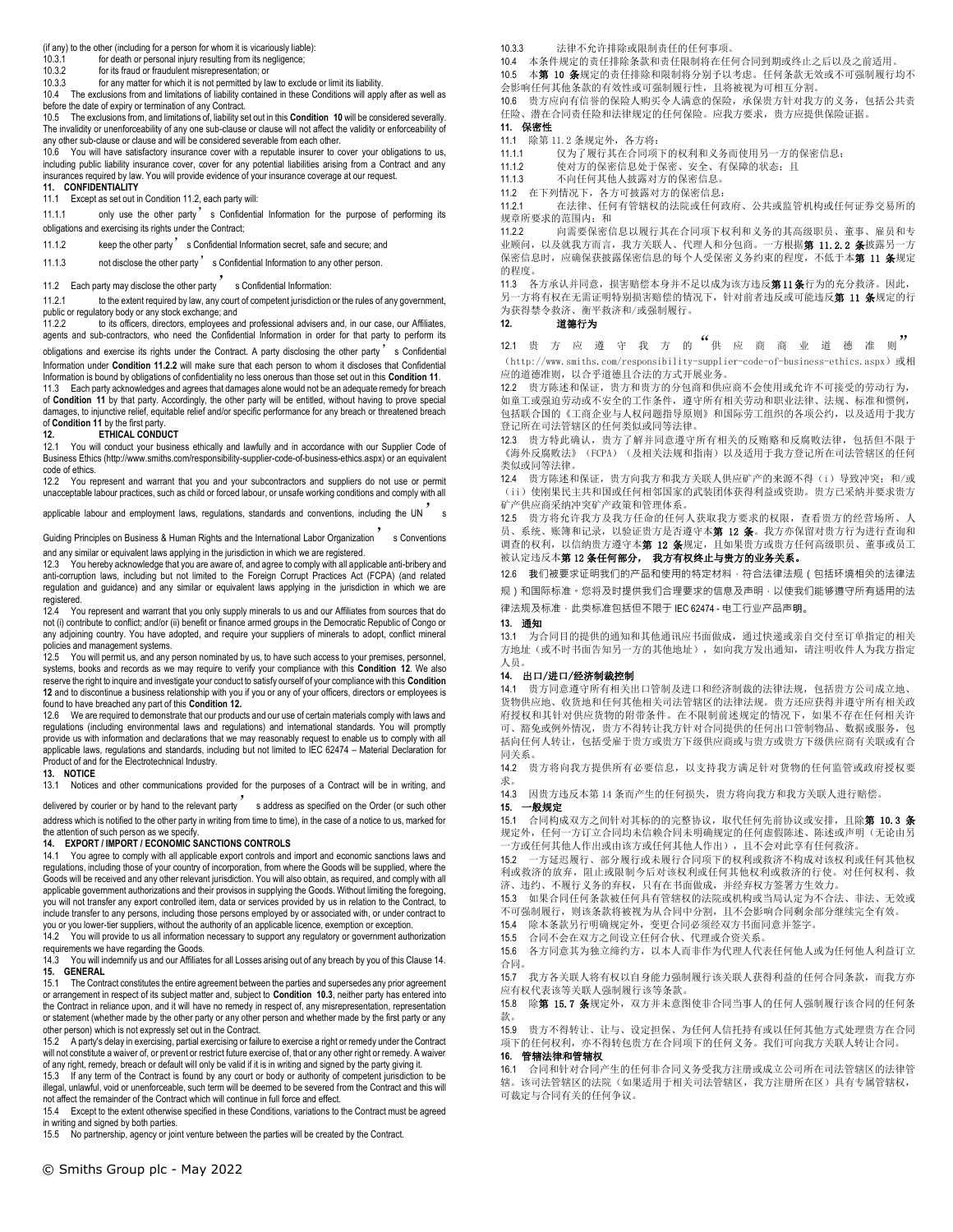(if any) to the other (including for a person for whom it is vicariously liable):

10.3.1 for death or personal injury resulting from its negligence;

10.3.2 for its fraud or fraudulent misrepresentation; or

10.3.3 for any matter for which it is not permitted by law to exclude or limit its liability.

10.4 The exclusions from and limitations of liability contained in these Conditions will apply after as well as before the date of expiry or termination of any Contract.

10.5 The exclusions from, and limitations of, liability set out in this **Condition 10** will be considered severally. The invalidity or unenforceability of any one sub-clause or clause will not affect the validity or enforceability of any other sub-clause or clause and will be considered severable from each other.

10.6 You will have satisfactory insurance cover with a reputable insurer to cover your obligations to us, including public liability insurance cover, cover for any potential liabilities arising from a Contract and any insurances required by law. You will provide evidence of your insurance coverage at our request.

**11. CONFIDENTIALITY**

11.1 Except as set out in Condition 11.2, each party will:

11.1.1 only use the other party's Confidential Information for the purpose of performing its obligations and exercising its rights under the Contract;

11.1.2 keep the other party's Confidential Information secret, safe and secure; and

11.1.3 not disclose the other party's Confidential Information to any other person.

11.2 Each party may disclose the other party's Confidential Information:

11.2.1 to the extent required by law, any court of competent jurisdiction or the rules of any government, public or regulatory body or any stock exchange; and

11.2.2 to its officers, directors, employees and professional advisers and, in our case, our Affiliates, agents and sub-contractors, who need the Confidential Information in order for that party to perform its obligations and exercise its rights under the Contract. A party disclosing the other party's Confidential Information under **Condition 11.2.2** will make sure that each person to whom it discloses that Confidential Information is bound by obligations of confidentiality no less onerous than those set out in this **Condition 11**.

11.3 Each party acknowledges and agrees that damages alone would not be an adequate remedy for breach of **Condition 11** by that party. Accordingly, the other party will be entitled, without having to prove special damages, to injunctive relief, equitable relief and/or specific performance for any breach or threatened breach of **Condition 11** by the first party.

**12. ETHICAL CONDUCT**

12.1 You will conduct your business ethically and lawfully and in accordance with our Supplier Code of Business Ethics (http://www.smiths.com/responsibility-supplier-code-of-business-ethics.aspx) or an equivalent code of ethics.

12.2 You represent and warrant that you and your subcontractors and suppliers do not use or permit unacceptable labour practices, such as child or forced labour, or unsafe working conditions and comply with all applicable labour and employment laws, regulations, standards and conventions, including the UN's Guiding Principles on Business & Human Rights and the International Labor Organization's Conventions and any similar or equivalent laws applying in the jurisdiction in which we are registered.

12.3 You hereby acknowledge that you are aware of, and agree to comply with all applicable anti-bribery and anti-corruption laws, including but not limited to the Foreign Corrupt Practices Act (FCPA) (and related regulation and guidance) and any similar or equivalent laws applying in the jurisdiction in which we are registered.

12.4 You represent and warrant that you only supply minerals to us and our Affiliates from sources that do not (i) contribute to conflict; and/or (ii) benefit or finance armed groups in the Democratic Republic of Congo or any adjoining country. You have adopted, and require your suppliers of minerals to adopt, conflict mineral policies and management systems.

12.5 You will permit us, and any person nominated by us, to have such access to your premises, personnel, systems, books and records as we may require to verify your compliance with this **Condition 12**. We also reserve the right to inquire and investigate your conduct to satisfy ourself of your compliance with this **Condition 12** and to discontinue a business relationship with you if you or any of your officers, directors or employees is found to have breached any part of this **Condition 12.**

12.6 We are required to demonstrate that our products and our use of certain materials comply with laws and regulations (including environmental laws and regulations) and international standards. You will promptly provide us with information and declarations that we may reasonably request to enable us to comply with all applicable laws, regulations and standards, including but not limited to IEC 62474 – Material Declaration for Product of and for the Electrotechnical Industry.

**13. NOTICE**

13.1 Notices and other communications provided for the purposes of a Contract will be in writing, and delivered by courier or by hand to the relevant party's address as specified on the Order (or such other address which is notified to the other party in writing from time to time), in the case of a notice to us, marked for the attention of such person as we specify.

**14. EXPORT / IMPORT / ECONOMIC SANCTIONS CONTROLS**

14.1 You agree to comply with all applicable export controls and import and economic sanctions laws and regulations, including those of your country of incorporation, from where the Goods will be supplied, where the Goods will be received and any other relevant jurisdiction. You will also obtain, as required, and comply with all applicable government authorizations and their provisos in supplying the Goods. Without limiting the foregoing, you will not transfer any export controlled item, data or services provided by us in relation to the Contract, to include transfer to any persons, including those persons employed by or associated with, or under contract to you or you lower-tier suppliers, without the authority of an applicable licence, exemption or exception.

14.2 You will provide to us all information necessary to support any regulatory or government authorization requirements we have regarding the Goods.

14.3 You will indemnify us and our Affiliates for all Losses arising out of any breach by you of this Clause 14.

**15. GENERAL**

15.1 The Contract constitutes the entire agreement between the parties and supersedes any prior agreement or arrangement in respect of its subject matter and, subject to **Condition 10.3**, neither party has entered into the Contract in reliance upon, and it will have no remedy in respect of, any misrepresentation, representation or statement (whether made by the other party or any other person and whether made by the first party or any other person) which is not expressly set out in the Contract.

15.2 A party's delay in exercising, partial exercising or failure to exercise a right or remedy under the Contract will not constitute a waiver of, or prevent or restrict future exercise of, that or any other right or remedy. A waiver of any right, remedy, breach or default will only be valid if it is in writing and signed by the party giving it.

15.3 If any term of the Contract is found by any court or body or authority of competent jurisdiction to be illegal, unlawful, void or unenforceable, such term will be deemed to be severed from the Contract and this will not affect the remainder of the Contract which will continue in full force and effect.

15.4 Except to the extent otherwise specified in these Conditions, variations to the Contract must be agreed in writing and signed by both parties.

15.5 No partnership, agency or joint venture between the parties will be created by the Contract.

10.3.3 法律不允许排除或限制责任的任何事项。

10.4 本条件规定的责任排除条款和责任限制将在任何合同到期或终止之后以及之前适用。

10.5 本**第 10 条**规定的责任排除和限制将分别予以考虑。任何条款无效或不可强制履行均不会影响任何其他条款的有效性或可强制履行性，且将被视为可相互分割。

10.6 贵方应向有信誉的保险人购买令人满意的保险，承保贵方针对我方的义务，包括公共责任险、潜在合同责任险和法律规定的任何保险。应我方要求，贵方应提供保险证据。

**11. 保密性**

11.1 除第 11.2 条规定外，各方将：

11.1.1 仅为了履行其在合同项下的权利和义务而使用另一方的保密信息；

11.1.2 使对方的保密信息处于保密、安全、有保障的状态；且

11.1.3 不向任何其他人披露对方的保密信息。

11.2 在下列情况下，各方可披露对方的保密信息：

11.2.1 在法律、任何有管辖权的法院或任何政府、公共或监管机构或任何证券交易所的规章所要求的范围内；和

11.2.2 向需要保密信息以履行其在合同项下权利和义务的其高级职员、董事、雇员和专业顾问，以及就我方而言，我方关联人、代理人和分包商。一方根据**第 11.2.2 条**披露另一方保密信息时，应确保获披露保密信息的每个人受保密义务约束的程度，不低于本**第 11 条**规定的程度。

11.3 各方承认并同意，损害赔偿本身并不足以成为该方违反**第11条**行为的充分救济。因此，另一方将有权在无需证明特别损害赔偿的情况下，针对前者违反或可能违反**第 11 条**规定的行为获得禁令救济、衡平救济和/或强制履行。

**12. 道德行为**

12.1 贵方应遵守我方的“供应商商业道德准则”（http://www.smiths.com/responsibility-supplier-code-of-business-ethics.aspx）或相应的道德准则，以合乎道德且合法的方式开展业务。

12.2 贵方陈述和保证，贵方和贵方的分包商和供应商不会使用或允许不可接受的劳动行为，如童工或强迫劳动或不安全的工作条件，遵守所有相关劳动和就业法律、法规、标准和惯例，包括联合国的《工商企业与人权问题指导原则》和国际劳工组织的各项公约，以及适用于我方登记所在司法管辖区的任何类似或同等法律。

12.3 贵方特此确认，贵方了解并同意遵守所有相关的反贿赂和反腐败法律，包括但不限于《海外反腐败法》（FCPA）（及相关法规和指南）以及适用于我方登记所在司法管辖区的任何类似或同等法律。

12.4 贵方陈述和保证，贵方向我方和我方关联人供应矿产的来源不得（i）导致冲突；和/或（ii）使刚果民主共和国或任何相邻国家的武装团体获得利益或资助。贵方已采纳并要求贵方矿产供应商采纳冲突矿产政策和管理体系。

12.5 贵方将允许我方及我方任命的任何人获取我方要求的权限，查看贵方的经营场所、人员、系统、账簿和记录，以验证贵方是否遵守本**第 12 条**。我方亦保留对贵方行为进行查询和调查的权利，以信纳贵方遵守本**第 12 条**规定，且如果贵方或贵方任何高级职员、董事或员工被认定违反本**第 12 条任何部分， 我方有权终止与贵方的业务关系。**

12.6 **我**们被要求证明我们的产品和使用的特定材料，符合法律法规（包括环境相关的法律法规）和国际标准。您将及时提供我们合理要求的信息及声明，以使我们能够遵守所有适用的法律法规及标准．此类标准包括但不限于 IEC 62474 - 电工行业产品声明。

**13. 通知**

13.1 为合同目的提供的通知和其他通讯应书面做成，通过快递或亲自交付至订单指定的相关方地址（或不时书面告知另一方的其他地址），如向我方发出通知，请注明收件人为我方指定人员。

**14. 出口/进口/经济制裁控制**

14.1 贵方同意遵守所有相关出口管制及进口和经济制裁的法律法规，包括贵方公司成立地、货物供应地、收货地和任何其他相关司法管辖区的法律法规。贵方还应获得并遵守所有相关政府授权和其针对供应货物的附带条件。在不限制前述规定的情况下，如果不存在任何相关许可、豁免或例外情况，贵方不得转让我方针对合同提供的任何出口管制物品、数据或服务，包括向任何人转让，包括受雇于贵方或贵方下级供应商或与贵方或贵方下级供应商有关联或有合同关系。

14.2 贵方将向我方提供所有必要信息，以支持我方满足针对货物的任何监管或政府授权要求。

14.3 因贵方违反本第 14 条而产生的任何损失，贵方将向我方和我方关联人进行赔偿。

**15. 一般规定**

15.1 合同构成双方之间针对其标的的完整协议，取代任何先前协议或安排，且除**第 10.3 条**规定外，任何一方订立合同均未信赖合同未明确规定的任何虚假陈述、陈述或声明（无论由另一方或任何其他人作出或由该方或任何其他人作出），且不会对此享有任何救济。

15.2 一方延迟履行、部分履行或未履行合同项下的权利或救济不构成对该权利或任何其他权利或救济的放弃，阻止或限制今后对该权利或任何其他权利或救济的行使。对任何权利、救济、违约、不履行义务的弃权，只有在书面做成，并经弃权方签署方生效力。

15.3 如果合同任何条款被任何具有管辖权的法院或机构或当局认定为不合法、非法、无效或不可强制履行，则该条款将被视为从合同中分割，且不会影响合同剩余部分继续完全有效。

15.4 除本条款另行明确规定外，变更合同必须经双方书面同意并签字。

15.5 合同不会在双方之间设立任何合伙、代理或合资关系。

15.6 各方同意其为独立缔约方，以本人而非作为代理人代表任何他人或为任何他人利益订立合同。

15.7 我方各关联人将有权以自身能力强制履行该关联人获得利益的任何合同条款，而我方亦应有权代表该等关联人强制履行该等条款。

15.8 除**第 15.7 条**规定外，双方并未意图使非合同当事人的任何人强制履行该合同的任何条款。

15.9 贵方不得转让、让与、设定担保、为任何人信托持有或以任何其他方式处理贵方在合同项下的任何权利，亦不得转包贵方在合同项下的任何义务。我们可向我方关联人转让合同。

**16. 管辖法律和管辖权**

16.1 合同和针对合同产生的任何非合同义务受我方注册或成立公司所在司法管辖区的法律管辖。该司法管辖区的法院（如果适用于相关司法管辖区，我方注册所在区）具有专属管辖权，可裁定与合同有关的任何争议。

© Smiths Group plc - May 2022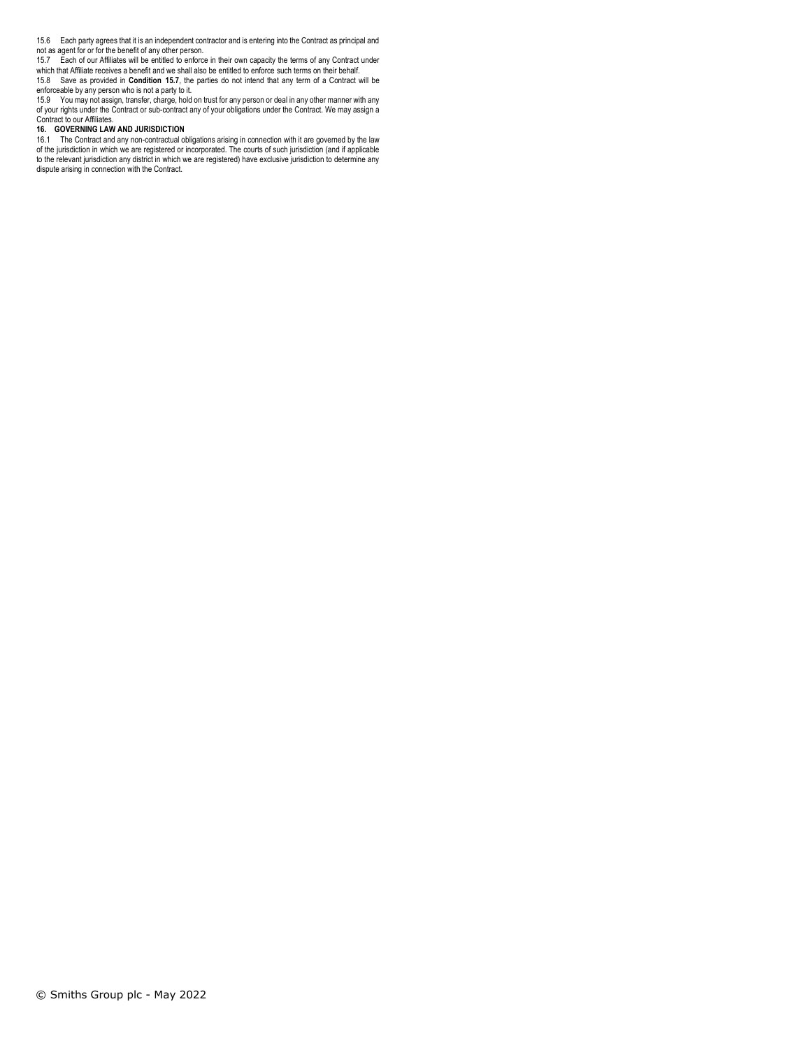15.6 Each party agrees that it is an independent contractor and is entering into the Contract as principal and not as agent for or for the benefit of any other person.

15.7 Each of our Affiliates will be entitled to enforce in their own capacity the terms of any Contract under which that Affiliate receives a benefit and we shall also be entitled to enforce such terms on their behalf.

15.8 Save as provided in **Condition 15.7**, the parties do not intend that any term of a Contract will be enforceable by any person who is not a party to it.

15.9 You may not assign, transfer, charge, hold on trust for any person or deal in any other manner with any of your rights under the Contract or sub-contract any of your obligations under the Contract. We may assign a Contract to our Affiliates.

**16. GOVERNING LAW AND JURISDICTION**

16.1 The Contract and any non-contractual obligations arising in connection with it are governed by the law of the jurisdiction in which we are registered or incorporated. The courts of such jurisdiction (and if applicable to the relevant jurisdiction any district in which we are registered) have exclusive jurisdiction to determine any dispute arising in connection with the Contract.

© Smiths Group plc - May 2022